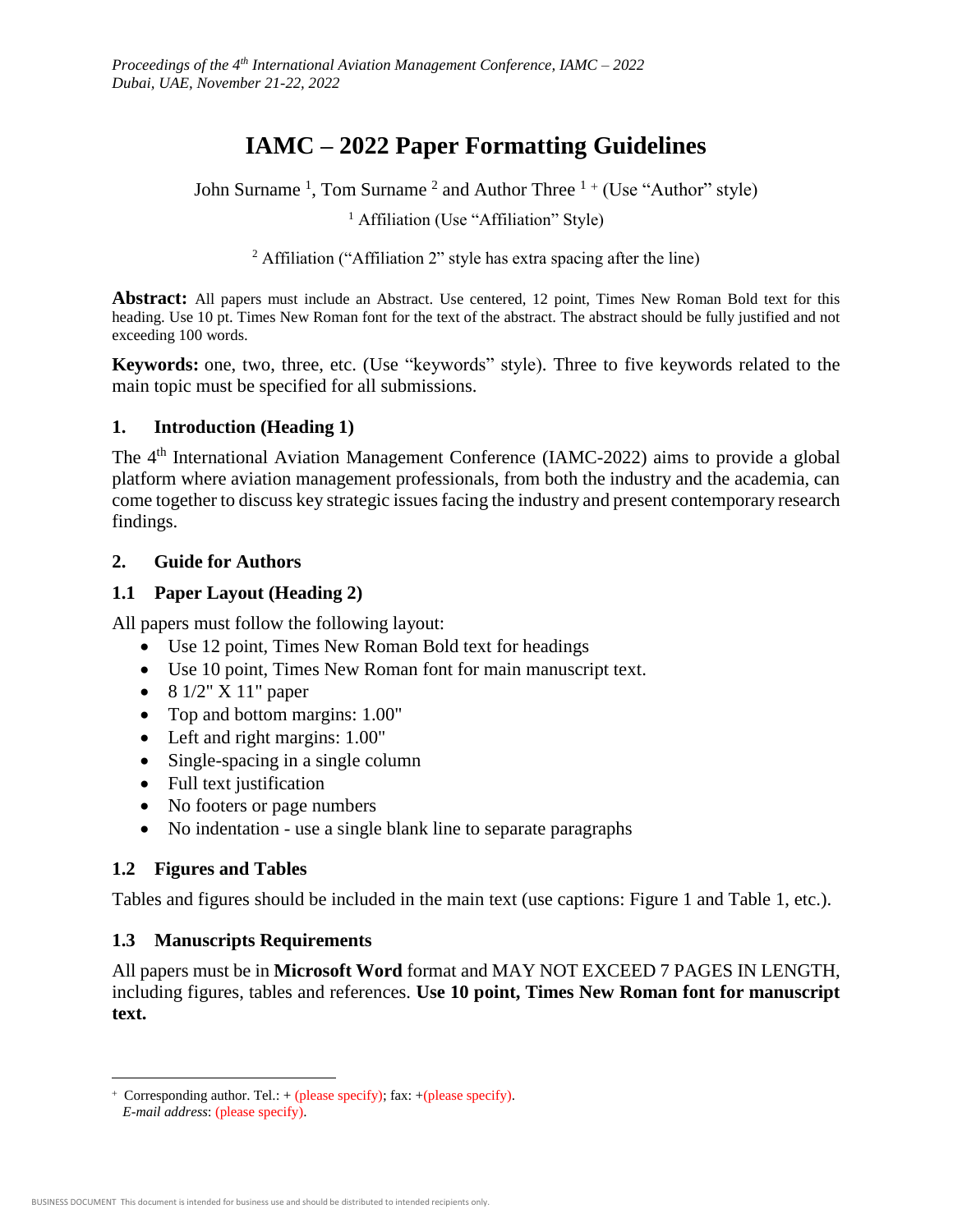# IAMC – 2022 Paper Formatting Guidelines

John Surname [1], Tom Surname [2] and Author Three [1 +] (Use "Author" style)

[1] Affiliation (Use "Affiliation" Style)

[2] Affiliation ("Affiliation 2" style has extra spacing after the line)

**Abstract:** All papers must include an Abstract. Use centered, 12 point, Times New Roman Bold text for this heading. Use 10 pt. Times New Roman font for the text of the abstract. The abstract should be fully justified and not exceeding 100 words.

**Keywords:** one, two, three, etc. (Use "keywords" style). Three to five keywords related to the main topic must be specified for all submissions.

## 1. Introduction (Heading 1)

The 4th International Aviation Management Conference (IAMC-2022) aims to provide a global platform where aviation management professionals, from both the industry and the academia, can come together to discuss key strategic issues facing the industry and present contemporary research findings.

## 2. Guide for Authors

### 1.1 Paper Layout (Heading 2)

All papers must follow the following layout:

- Use 12 point, Times New Roman Bold text for headings
- Use 10 point, Times New Roman font for main manuscript text.
- 8 1/2" X 11" paper
- Top and bottom margins: 1.00"
- Left and right margins: 1.00"
- Single-spacing in a single column
- Full text justification
- No footers or page numbers
- No indentation - use a single blank line to separate paragraphs

### 1.2 Figures and Tables

Tables and figures should be included in the main text (use captions: Figure 1 and Table 1, etc.).

### 1.3 Manuscripts Requirements

All papers must be in **Microsoft Word** format and MAY NOT EXCEED 7 PAGES IN LENGTH, including figures, tables and references. **Use 10 point, Times New Roman font for manuscript text.**

---

[+] Corresponding author. Tel.: + (please specify); fax: +(please specify).
*E-mail address*: (please specify).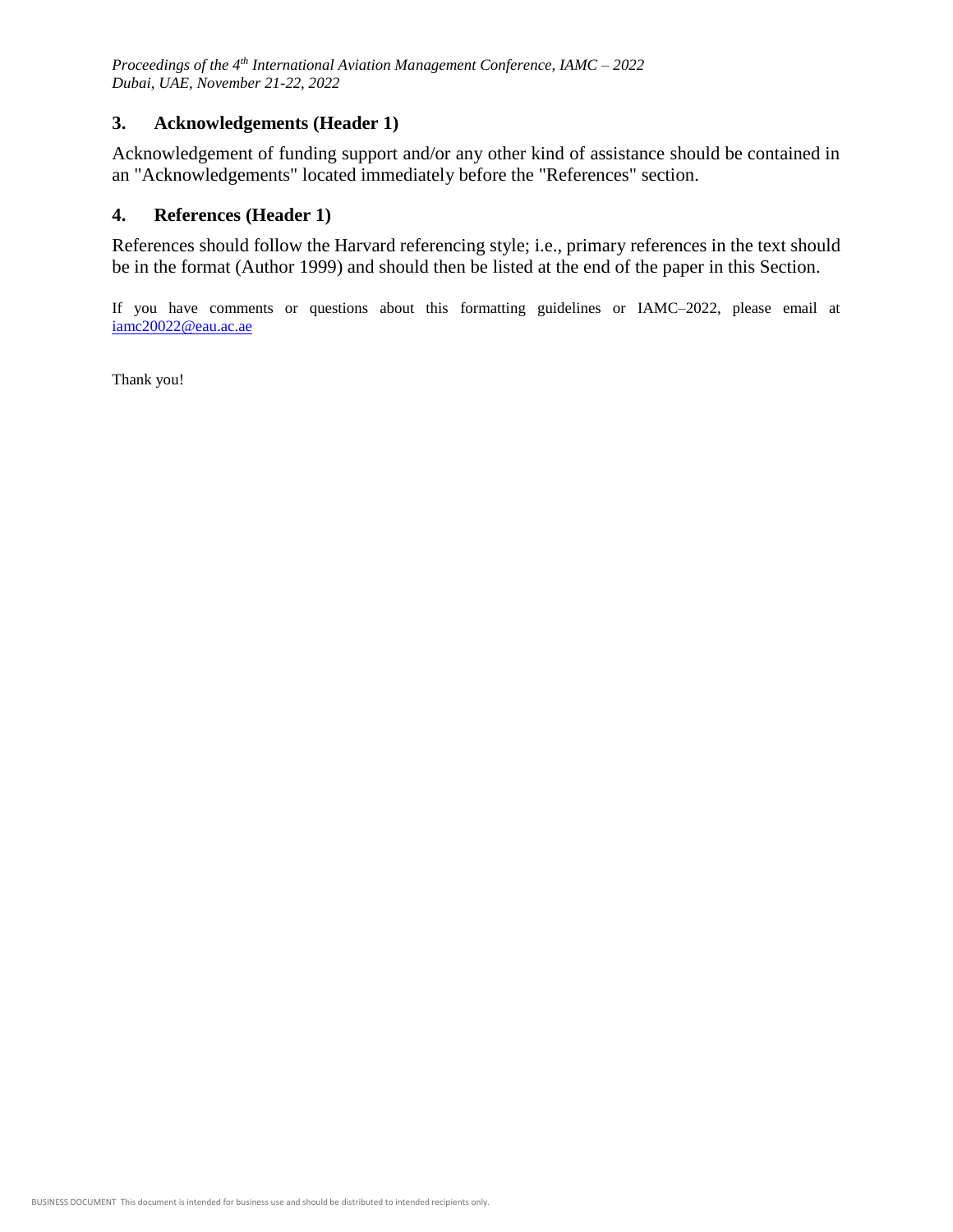## 3. Acknowledgements (Header 1)

Acknowledgement of funding support and/or any other kind of assistance should be contained in an "Acknowledgements" located immediately before the "References" section.

## 4. References (Header 1)

References should follow the Harvard referencing style; i.e., primary references in the text should be in the format (Author 1999) and should then be listed at the end of the paper in this Section.

If you have comments or questions about this formatting guidelines or IAMC–2022, please email at iamc20022@eau.ac.ae

Thank you!